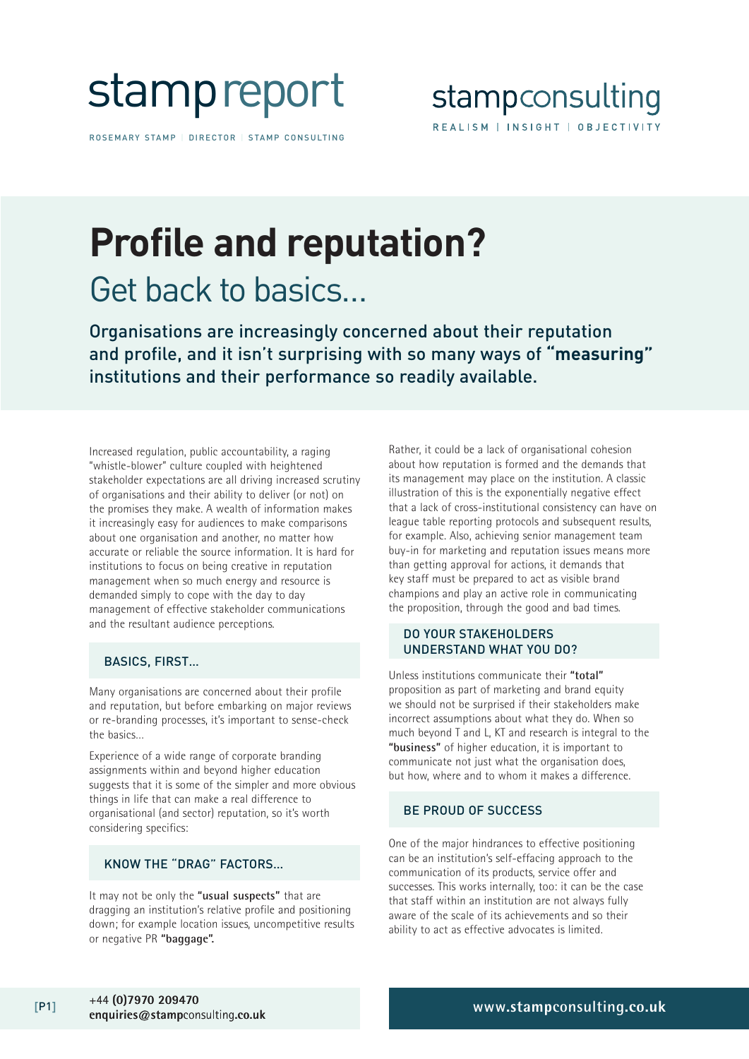stamp report

ROSEMARY STAMP | DIRECTOR | STAMP CONSULTING

stampconsulting

REALISM | INSIGHT | OBJECTIVITY

# Profile and reputation?

## Get back to basics...

Organisations are increasingly concerned about their reputation and profile, and it isn't surprising with so many ways of **"measuring"** institutions and their performance so readily available.

Increased regulation, public accountability, a raging "whistle-blower" culture coupled with heightened stakeholder expectations are all driving increased scrutiny of organisations and their ability to deliver (or not) on the promises they make. A wealth of information makes it increasingly easy for audiences to make comparisons about one organisation and another, no matter how accurate or reliable the source information. It is hard for institutions to focus on being creative in reputation management when so much energy and resource is demanded simply to cope with the day to day management of effective stakeholder communications and the resultant audience perceptions.

### BASICS, FIRST...

Many organisations are concerned about their profile and reputation, but before embarking on major reviews or re-branding processes, it's important to sense-check the basics...

Experience of a wide range of corporate branding assignments within and beyond higher education suggests that it is some of the simpler and more obvious things in life that can make a real difference to organisational (and sector) reputation, so it's worth considering specifics:

### KNOW THE "DRAG" FACTORS...

It may not be only the **"usual suspects"** that are dragging an institution's relative profile and positioning down; for example location issues, uncompetitive results or negative PR **"baggage".**

Rather, it could be a lack of organisational cohesion about how reputation is formed and the demands that its management may place on the institution. A classic illustration of this is the exponentially negative effect that a lack of cross-institutional consistency can have on league table reporting protocols and subsequent results, for example. Also, achieving senior management team buy-in for marketing and reputation issues means more than getting approval for actions, it demands that key staff must be prepared to act as visible brand champions and play an active role in communicating the proposition, through the good and bad times.

### DO YOUR STAKEHOLDERS UNDERSTAND WHAT YOU DO?

Unless institutions communicate their **"total"** proposition as part of marketing and brand equity we should not be surprised if their stakeholders make incorrect assumptions about what they do. When so much beyond T and L, KT and research is integral to the **"business"** of higher education, it is important to communicate not just what the organisation does, but how, where and to whom it makes a difference.

### BE PROUD OF SUCCESS

One of the major hindrances to effective positioning can be an institution's self-effacing approach to the communication of its products, service offer and successes. This works internally, too: it can be the case that staff within an institution are not always fully aware of the scale of its achievements and so their ability to act as effective advocates is limited.

+44 **(0)7970 209470**
**enquiries@stamp**consulting**.co.uk**

www.**stamp**consulting.co.uk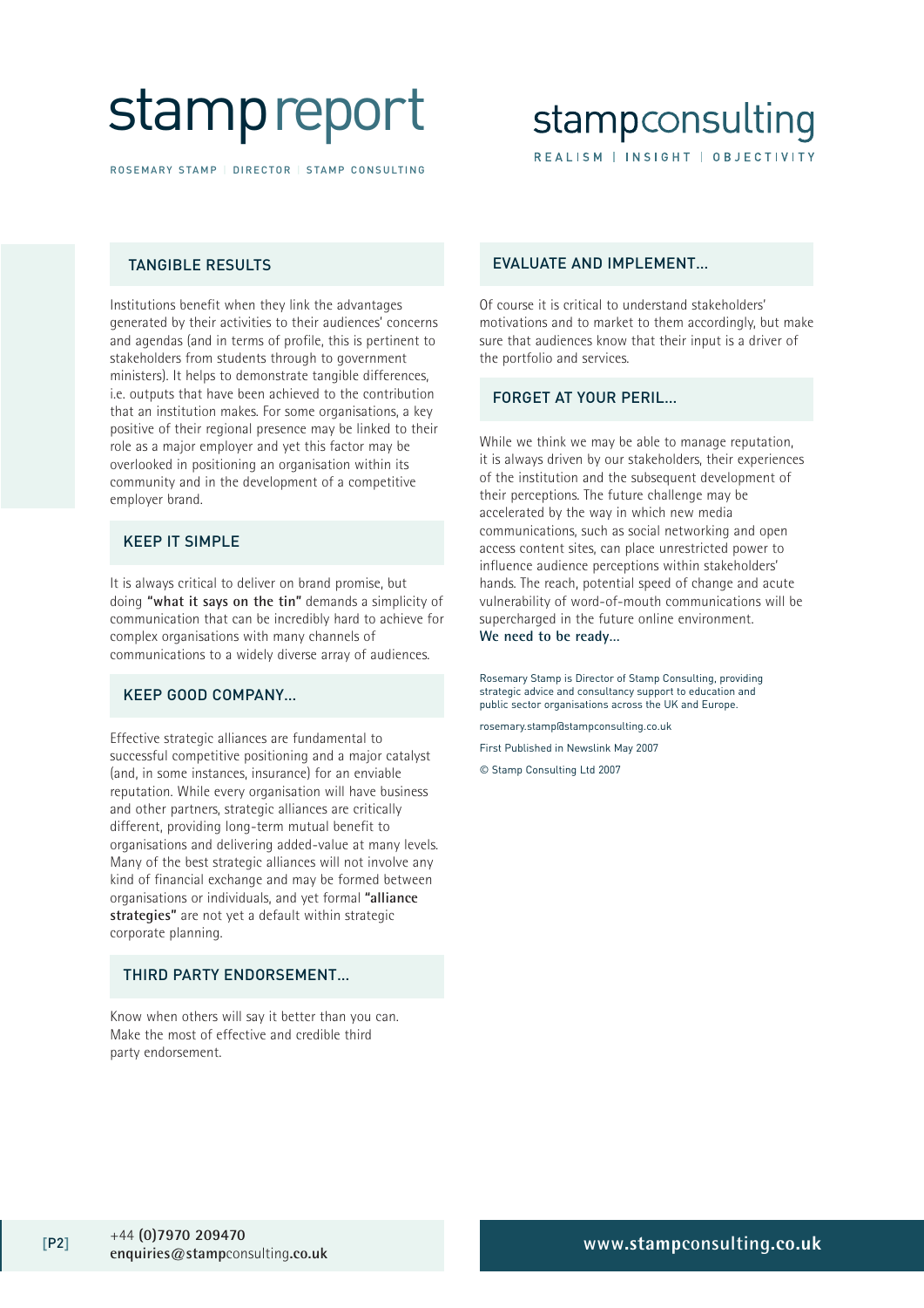# stamp report

ROSEMARY STAMP | DIRECTOR | STAMP CONSULTING

stampconsulting

REALISM | INSIGHT | OBJECTIVITY

## TANGIBLE RESULTS

Institutions benefit when they link the advantages generated by their activities to their audiences' concerns and agendas (and in terms of profile, this is pertinent to stakeholders from students through to government ministers). It helps to demonstrate tangible differences, i.e. outputs that have been achieved to the contribution that an institution makes. For some organisations, a key positive of their regional presence may be linked to their role as a major employer and yet this factor may be overlooked in positioning an organisation within its community and in the development of a competitive employer brand.

## KEEP IT SIMPLE

It is always critical to deliver on brand promise, but doing **"what it says on the tin"** demands a simplicity of communication that can be incredibly hard to achieve for complex organisations with many channels of communications to a widely diverse array of audiences.

## KEEP GOOD COMPANY...

Effective strategic alliances are fundamental to successful competitive positioning and a major catalyst (and, in some instances, insurance) for an enviable reputation. While every organisation will have business and other partners, strategic alliances are critically different, providing long-term mutual benefit to organisations and delivering added-value at many levels. Many of the best strategic alliances will not involve any kind of financial exchange and may be formed between organisations or individuals, and yet formal **"alliance strategies"** are not yet a default within strategic corporate planning.

## THIRD PARTY ENDORSEMENT...

Know when others will say it better than you can. Make the most of effective and credible third party endorsement.

## EVALUATE AND IMPLEMENT...

Of course it is critical to understand stakeholders' motivations and to market to them accordingly, but make sure that audiences know that their input is a driver of the portfolio and services.

## FORGET AT YOUR PERIL...

While we think we may be able to manage reputation, it is always driven by our stakeholders, their experiences of the institution and the subsequent development of their perceptions. The future challenge may be accelerated by the way in which new media communications, such as social networking and open access content sites, can place unrestricted power to influence audience perceptions within stakeholders' hands. The reach, potential speed of change and acute vulnerability of word-of-mouth communications will be supercharged in the future online environment.
**We need to be ready...**

Rosemary Stamp is Director of Stamp Consulting, providing strategic advice and consultancy support to education and public sector organisations across the UK and Europe.

rosemary.stamp@stampconsulting.co.uk

First Published in Newslink May 2007

© Stamp Consulting Ltd 2007

+44 **(0)7970 209470**
**enquiries@stamp**consulting**.co.uk**

**www.stamp**consulting**.co.uk**